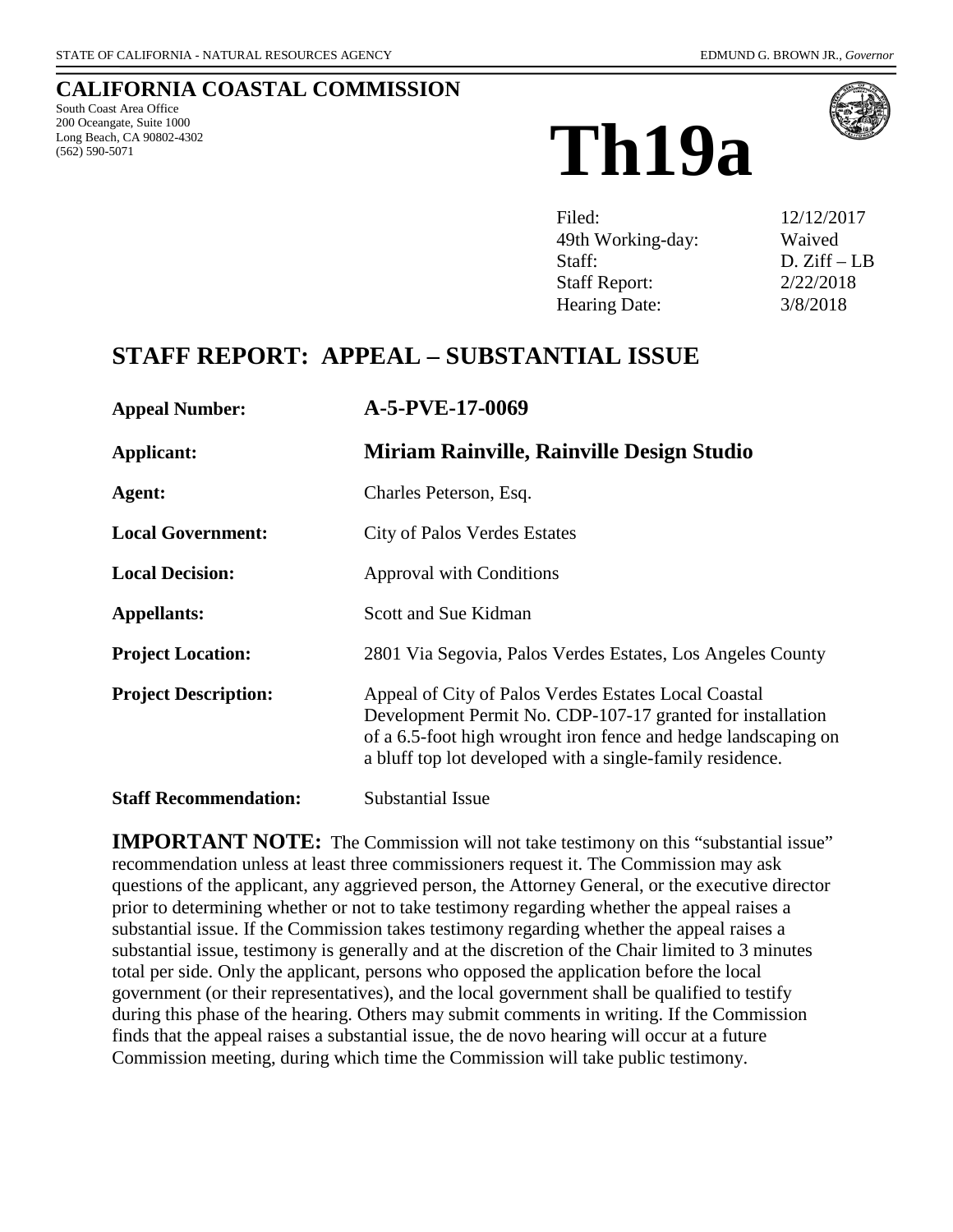STATE OF CALIFORNIA - NATURAL RESOURCES AGENCY EDMUND G. BROWN JR., *Governor*

**CALIFORNIA COASTAL COMMISSION**

South Coast Area Office
200 Oceangate, Suite 1000
Long Beach, CA 90802-4302
(562) 590-5071

# Th19a

| | |
|---|---|
| Filed: | 12/12/2017 |
| 49th Working-day: | Waived |
| Staff: | D. Ziff – LB |
| Staff Report: | 2/22/2018 |
| Hearing Date: | 3/8/2018 |

## STAFF REPORT: APPEAL – SUBSTANTIAL ISSUE

| | |
|---|---|
| **Appeal Number:** | **A-5-PVE-17-0069** |
| **Applicant:** | **Miriam Rainville, Rainville Design Studio** |
| **Agent:** | Charles Peterson, Esq. |
| **Local Government:** | City of Palos Verdes Estates |
| **Local Decision:** | Approval with Conditions |
| **Appellants:** | Scott and Sue Kidman |
| **Project Location:** | 2801 Via Segovia, Palos Verdes Estates, Los Angeles County |
| **Project Description:** | Appeal of City of Palos Verdes Estates Local Coastal Development Permit No. CDP-107-17 granted for installation of a 6.5-foot high wrought iron fence and hedge landscaping on a bluff top lot developed with a single-family residence. |
| **Staff Recommendation:** | Substantial Issue |

**IMPORTANT NOTE:** The Commission will not take testimony on this "substantial issue" recommendation unless at least three commissioners request it. The Commission may ask questions of the applicant, any aggrieved person, the Attorney General, or the executive director prior to determining whether or not to take testimony regarding whether the appeal raises a substantial issue. If the Commission takes testimony regarding whether the appeal raises a substantial issue, testimony is generally and at the discretion of the Chair limited to 3 minutes total per side. Only the applicant, persons who opposed the application before the local government (or their representatives), and the local government shall be qualified to testify during this phase of the hearing. Others may submit comments in writing. If the Commission finds that the appeal raises a substantial issue, the de novo hearing will occur at a future Commission meeting, during which time the Commission will take public testimony.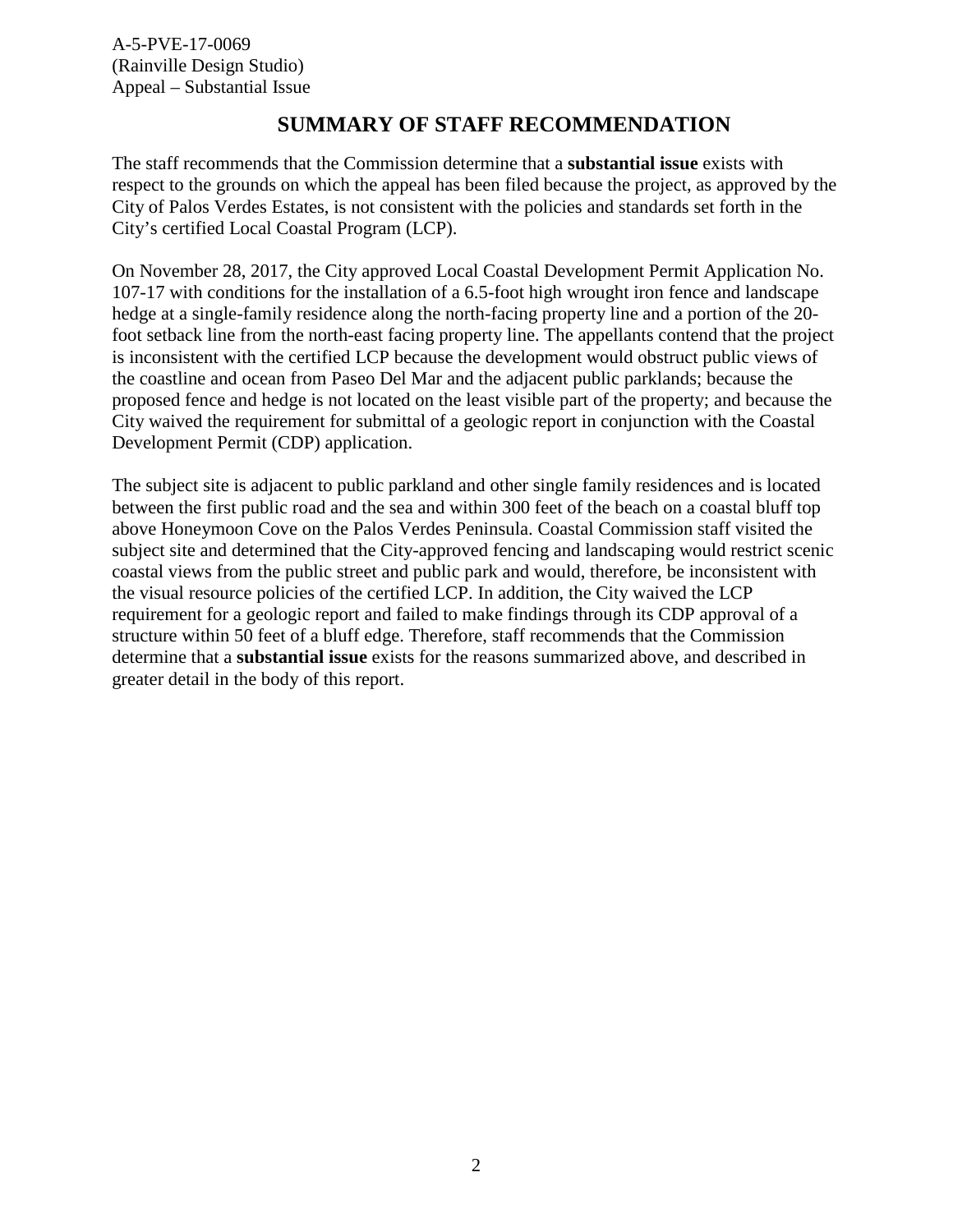## SUMMARY OF STAFF RECOMMENDATION

The staff recommends that the Commission determine that a **substantial issue** exists with respect to the grounds on which the appeal has been filed because the project, as approved by the City of Palos Verdes Estates, is not consistent with the policies and standards set forth in the City's certified Local Coastal Program (LCP).

On November 28, 2017, the City approved Local Coastal Development Permit Application No. 107-17 with conditions for the installation of a 6.5-foot high wrought iron fence and landscape hedge at a single-family residence along the north-facing property line and a portion of the 20-foot setback line from the north-east facing property line. The appellants contend that the project is inconsistent with the certified LCP because the development would obstruct public views of the coastline and ocean from Paseo Del Mar and the adjacent public parklands; because the proposed fence and hedge is not located on the least visible part of the property; and because the City waived the requirement for submittal of a geologic report in conjunction with the Coastal Development Permit (CDP) application.

The subject site is adjacent to public parkland and other single family residences and is located between the first public road and the sea and within 300 feet of the beach on a coastal bluff top above Honeymoon Cove on the Palos Verdes Peninsula. Coastal Commission staff visited the subject site and determined that the City-approved fencing and landscaping would restrict scenic coastal views from the public street and public park and would, therefore, be inconsistent with the visual resource policies of the certified LCP. In addition, the City waived the LCP requirement for a geologic report and failed to make findings through its CDP approval of a structure within 50 feet of a bluff edge. Therefore, staff recommends that the Commission determine that a **substantial issue** exists for the reasons summarized above, and described in greater detail in the body of this report.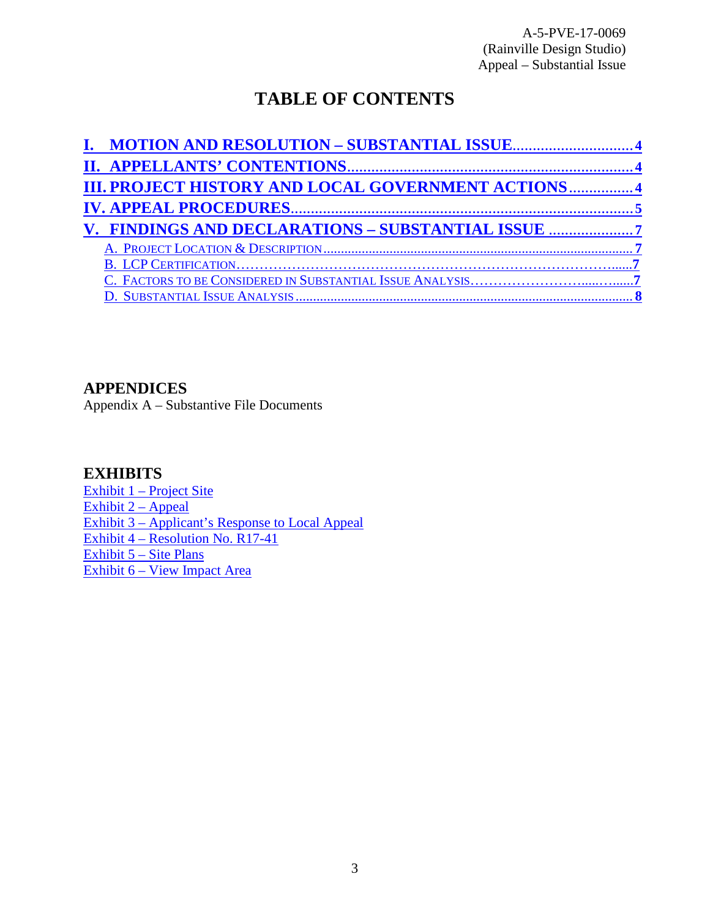# TABLE OF CONTENTS

- **I. MOTION AND RESOLUTION – SUBSTANTIAL ISSUE** .............................. 4
- **II. APPELLANTS' CONTENTIONS** ...................................................................... 4
- **III. PROJECT HISTORY AND LOCAL GOVERNMENT ACTIONS** ................ 4
- **IV. APPEAL PROCEDURES** ................................................................................... 5
- **V. FINDINGS AND DECLARATIONS – SUBSTANTIAL ISSUE** ..................... 7
  - A. PROJECT LOCATION & DESCRIPTION ........................................................................................ 7
  - B. LCP CERTIFICATION.............................................................................................7
  - C. FACTORS TO BE CONSIDERED IN SUBSTANTIAL ISSUE ANALYSIS..................................7
  - D. SUBSTANTIAL ISSUE ANALYSIS ................................................................................................ 8

## APPENDICES

Appendix A – Substantive File Documents

## EXHIBITS

Exhibit 1 – Project Site
Exhibit 2 – Appeal
Exhibit 3 – Applicant's Response to Local Appeal
Exhibit 4 – Resolution No. R17-41
Exhibit 5 – Site Plans
Exhibit 6 – View Impact Area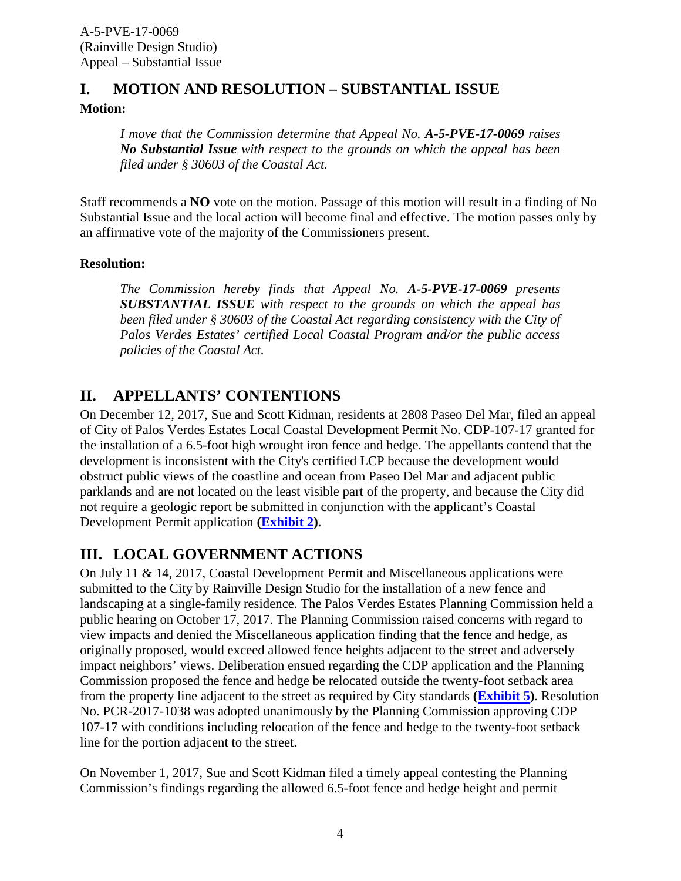## I. MOTION AND RESOLUTION – SUBSTANTIAL ISSUE

**Motion:**

> *I move that the Commission determine that Appeal No.* ***A-5-PVE-17-0069*** *raises* ***No Substantial Issue*** *with respect to the grounds on which the appeal has been filed under § 30603 of the Coastal Act.*

Staff recommends a **NO** vote on the motion. Passage of this motion will result in a finding of No Substantial Issue and the local action will become final and effective. The motion passes only by an affirmative vote of the majority of the Commissioners present.

**Resolution:**

> *The Commission hereby finds that Appeal No.* ***A-5-PVE-17-0069*** *presents* ***SUBSTANTIAL ISSUE*** *with respect to the grounds on which the appeal has been filed under § 30603 of the Coastal Act regarding consistency with the City of Palos Verdes Estates' certified Local Coastal Program and/or the public access policies of the Coastal Act.*

## II. APPELLANTS' CONTENTIONS

On December 12, 2017, Sue and Scott Kidman, residents at 2808 Paseo Del Mar, filed an appeal of City of Palos Verdes Estates Local Coastal Development Permit No. CDP-107-17 granted for the installation of a 6.5-foot high wrought iron fence and hedge. The appellants contend that the development is inconsistent with the City's certified LCP because the development would obstruct public views of the coastline and ocean from Paseo Del Mar and adjacent public parklands and are not located on the least visible part of the property, and because the City did not require a geologic report be submitted in conjunction with the applicant's Coastal Development Permit application **(Exhibit 2)**.

## III. LOCAL GOVERNMENT ACTIONS

On July 11 & 14, 2017, Coastal Development Permit and Miscellaneous applications were submitted to the City by Rainville Design Studio for the installation of a new fence and landscaping at a single-family residence. The Palos Verdes Estates Planning Commission held a public hearing on October 17, 2017. The Planning Commission raised concerns with regard to view impacts and denied the Miscellaneous application finding that the fence and hedge, as originally proposed, would exceed allowed fence heights adjacent to the street and adversely impact neighbors' views. Deliberation ensued regarding the CDP application and the Planning Commission proposed the fence and hedge be relocated outside the twenty-foot setback area from the property line adjacent to the street as required by City standards **(Exhibit 5)**. Resolution No. PCR-2017-1038 was adopted unanimously by the Planning Commission approving CDP 107-17 with conditions including relocation of the fence and hedge to the twenty-foot setback line for the portion adjacent to the street.

On November 1, 2017, Sue and Scott Kidman filed a timely appeal contesting the Planning Commission's findings regarding the allowed 6.5-foot fence and hedge height and permit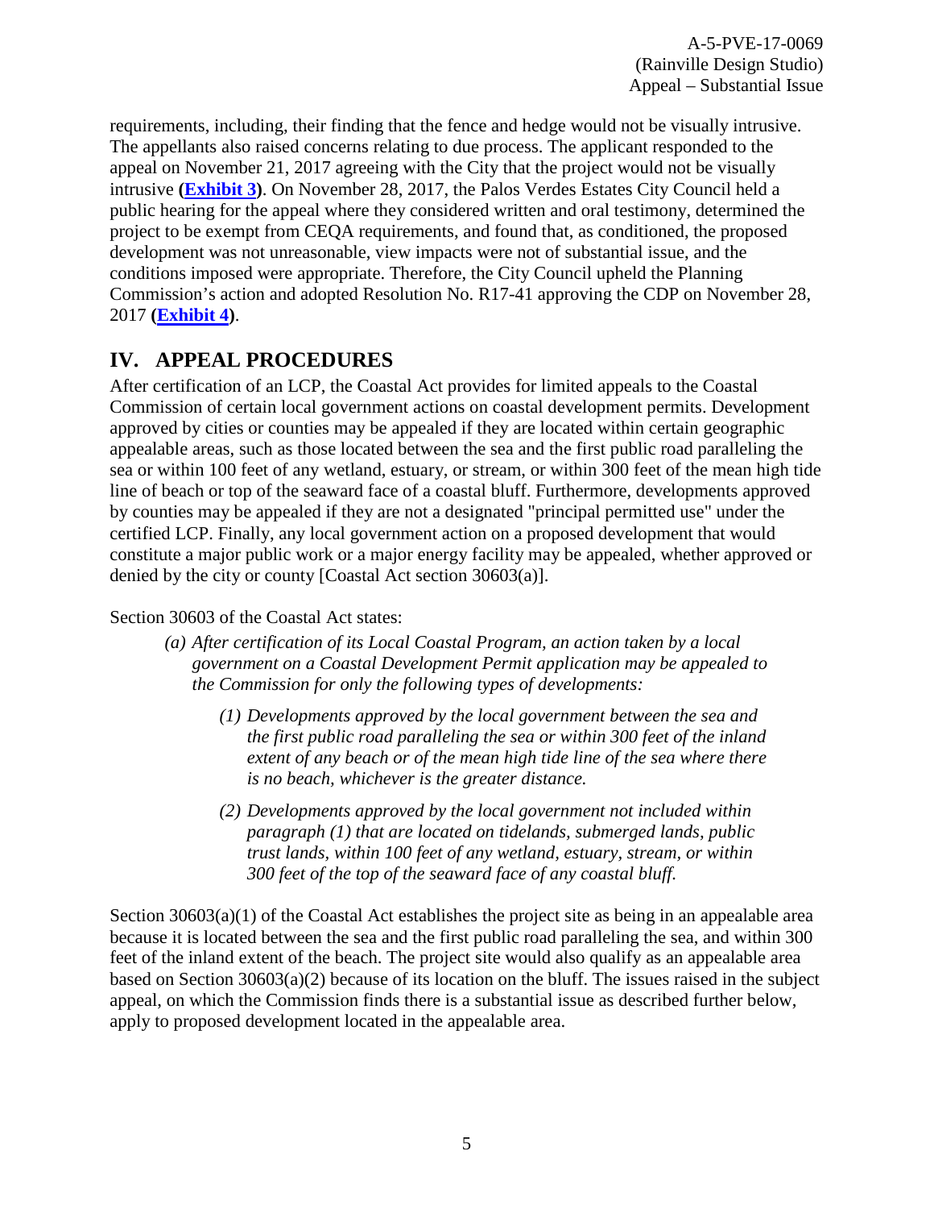requirements, including, their finding that the fence and hedge would not be visually intrusive. The appellants also raised concerns relating to due process. The applicant responded to the appeal on November 21, 2017 agreeing with the City that the project would not be visually intrusive **(Exhibit 3)**. On November 28, 2017, the Palos Verdes Estates City Council held a public hearing for the appeal where they considered written and oral testimony, determined the project to be exempt from CEQA requirements, and found that, as conditioned, the proposed development was not unreasonable, view impacts were not of substantial issue, and the conditions imposed were appropriate. Therefore, the City Council upheld the Planning Commission's action and adopted Resolution No. R17-41 approving the CDP on November 28, 2017 **(Exhibit 4)**.

## IV. APPEAL PROCEDURES

After certification of an LCP, the Coastal Act provides for limited appeals to the Coastal Commission of certain local government actions on coastal development permits. Development approved by cities or counties may be appealed if they are located within certain geographic appealable areas, such as those located between the sea and the first public road paralleling the sea or within 100 feet of any wetland, estuary, or stream, or within 300 feet of the mean high tide line of beach or top of the seaward face of a coastal bluff. Furthermore, developments approved by counties may be appealed if they are not a designated "principal permitted use" under the certified LCP. Finally, any local government action on a proposed development that would constitute a major public work or a major energy facility may be appealed, whether approved or denied by the city or county [Coastal Act section 30603(a)].

Section 30603 of the Coastal Act states:

> *(a) After certification of its Local Coastal Program, an action taken by a local government on a Coastal Development Permit application may be appealed to the Commission for only the following types of developments:*
>
> > *(1) Developments approved by the local government between the sea and the first public road paralleling the sea or within 300 feet of the inland extent of any beach or of the mean high tide line of the sea where there is no beach, whichever is the greater distance.*
> >
> > *(2) Developments approved by the local government not included within paragraph (1) that are located on tidelands, submerged lands, public trust lands, within 100 feet of any wetland, estuary, stream, or within 300 feet of the top of the seaward face of any coastal bluff.*

Section 30603(a)(1) of the Coastal Act establishes the project site as being in an appealable area because it is located between the sea and the first public road paralleling the sea, and within 300 feet of the inland extent of the beach. The project site would also qualify as an appealable area based on Section 30603(a)(2) because of its location on the bluff. The issues raised in the subject appeal, on which the Commission finds there is a substantial issue as described further below, apply to proposed development located in the appealable area.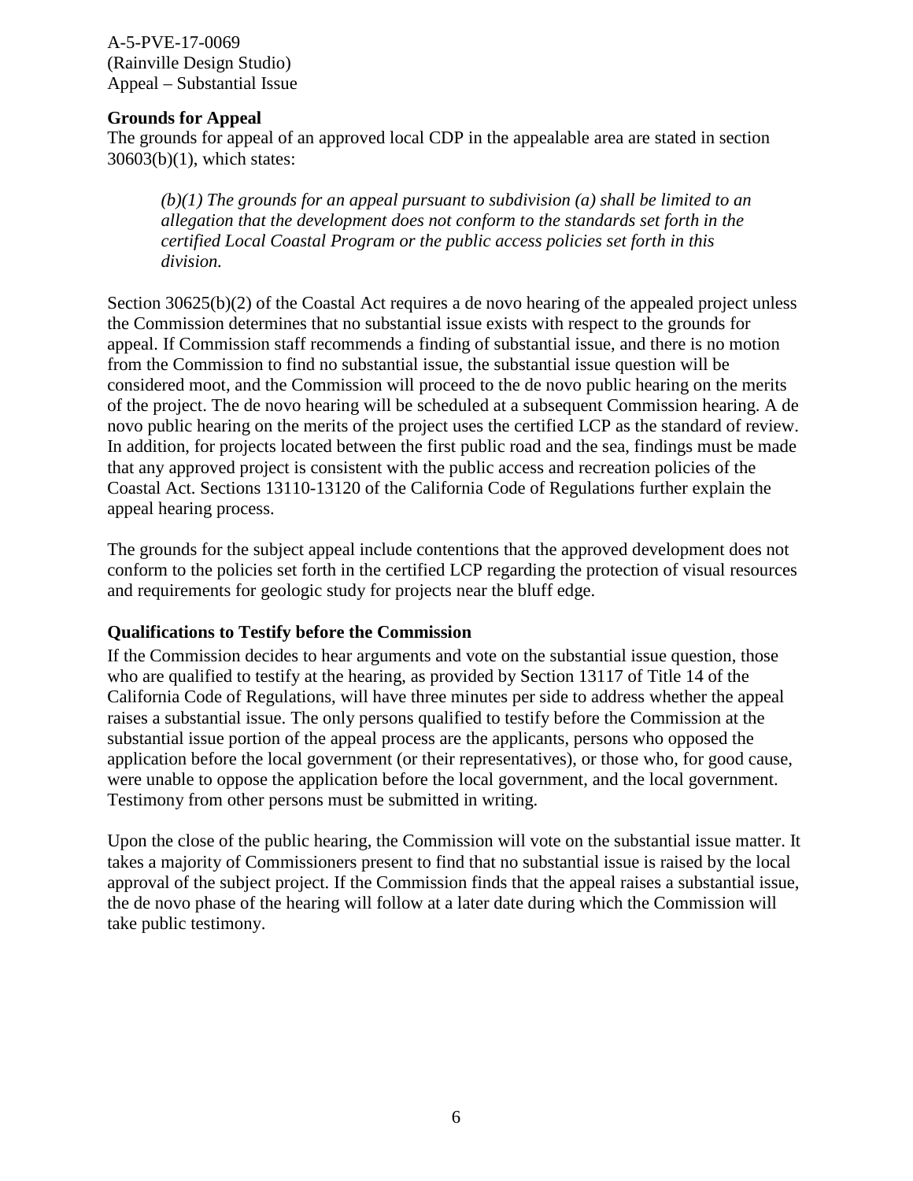**Grounds for Appeal**

The grounds for appeal of an approved local CDP in the appealable area are stated in section 30603(b)(1), which states:

> *(b)(1) The grounds for an appeal pursuant to subdivision (a) shall be limited to an allegation that the development does not conform to the standards set forth in the certified Local Coastal Program or the public access policies set forth in this division.*

Section 30625(b)(2) of the Coastal Act requires a de novo hearing of the appealed project unless the Commission determines that no substantial issue exists with respect to the grounds for appeal. If Commission staff recommends a finding of substantial issue, and there is no motion from the Commission to find no substantial issue, the substantial issue question will be considered moot, and the Commission will proceed to the de novo public hearing on the merits of the project. The de novo hearing will be scheduled at a subsequent Commission hearing. A de novo public hearing on the merits of the project uses the certified LCP as the standard of review. In addition, for projects located between the first public road and the sea, findings must be made that any approved project is consistent with the public access and recreation policies of the Coastal Act. Sections 13110-13120 of the California Code of Regulations further explain the appeal hearing process.

The grounds for the subject appeal include contentions that the approved development does not conform to the policies set forth in the certified LCP regarding the protection of visual resources and requirements for geologic study for projects near the bluff edge.

**Qualifications to Testify before the Commission**

If the Commission decides to hear arguments and vote on the substantial issue question, those who are qualified to testify at the hearing, as provided by Section 13117 of Title 14 of the California Code of Regulations, will have three minutes per side to address whether the appeal raises a substantial issue. The only persons qualified to testify before the Commission at the substantial issue portion of the appeal process are the applicants, persons who opposed the application before the local government (or their representatives), or those who, for good cause, were unable to oppose the application before the local government, and the local government. Testimony from other persons must be submitted in writing.

Upon the close of the public hearing, the Commission will vote on the substantial issue matter. It takes a majority of Commissioners present to find that no substantial issue is raised by the local approval of the subject project. If the Commission finds that the appeal raises a substantial issue, the de novo phase of the hearing will follow at a later date during which the Commission will take public testimony.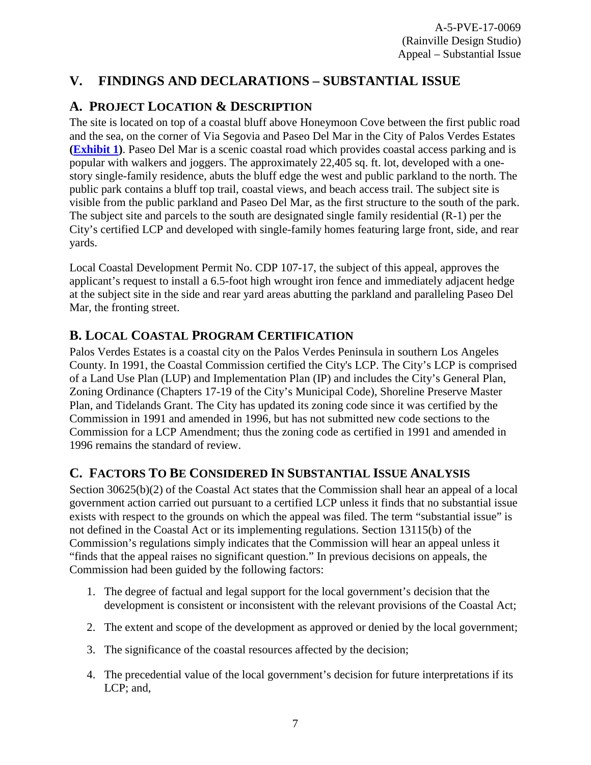## V. FINDINGS AND DECLARATIONS – SUBSTANTIAL ISSUE

### A. PROJECT LOCATION & DESCRIPTION

The site is located on top of a coastal bluff above Honeymoon Cove between the first public road and the sea, on the corner of Via Segovia and Paseo Del Mar in the City of Palos Verdes Estates **(Exhibit 1)**. Paseo Del Mar is a scenic coastal road which provides coastal access parking and is popular with walkers and joggers. The approximately 22,405 sq. ft. lot, developed with a one-story single-family residence, abuts the bluff edge the west and public parkland to the north. The public park contains a bluff top trail, coastal views, and beach access trail. The subject site is visible from the public parkland and Paseo Del Mar, as the first structure to the south of the park. The subject site and parcels to the south are designated single family residential (R-1) per the City's certified LCP and developed with single-family homes featuring large front, side, and rear yards.

Local Coastal Development Permit No. CDP 107-17, the subject of this appeal, approves the applicant's request to install a 6.5-foot high wrought iron fence and immediately adjacent hedge at the subject site in the side and rear yard areas abutting the parkland and paralleling Paseo Del Mar, the fronting street.

### B. LOCAL COASTAL PROGRAM CERTIFICATION

Palos Verdes Estates is a coastal city on the Palos Verdes Peninsula in southern Los Angeles County. In 1991, the Coastal Commission certified the City's LCP. The City's LCP is comprised of a Land Use Plan (LUP) and Implementation Plan (IP) and includes the City's General Plan, Zoning Ordinance (Chapters 17-19 of the City's Municipal Code), Shoreline Preserve Master Plan, and Tidelands Grant. The City has updated its zoning code since it was certified by the Commission in 1991 and amended in 1996, but has not submitted new code sections to the Commission for a LCP Amendment; thus the zoning code as certified in 1991 and amended in 1996 remains the standard of review.

### C. FACTORS TO BE CONSIDERED IN SUBSTANTIAL ISSUE ANALYSIS

Section 30625(b)(2) of the Coastal Act states that the Commission shall hear an appeal of a local government action carried out pursuant to a certified LCP unless it finds that no substantial issue exists with respect to the grounds on which the appeal was filed. The term "substantial issue" is not defined in the Coastal Act or its implementing regulations. Section 13115(b) of the Commission's regulations simply indicates that the Commission will hear an appeal unless it "finds that the appeal raises no significant question." In previous decisions on appeals, the Commission had been guided by the following factors:

1. The degree of factual and legal support for the local government's decision that the development is consistent or inconsistent with the relevant provisions of the Coastal Act;
2. The extent and scope of the development as approved or denied by the local government;
3. The significance of the coastal resources affected by the decision;
4. The precedential value of the local government's decision for future interpretations if its LCP; and,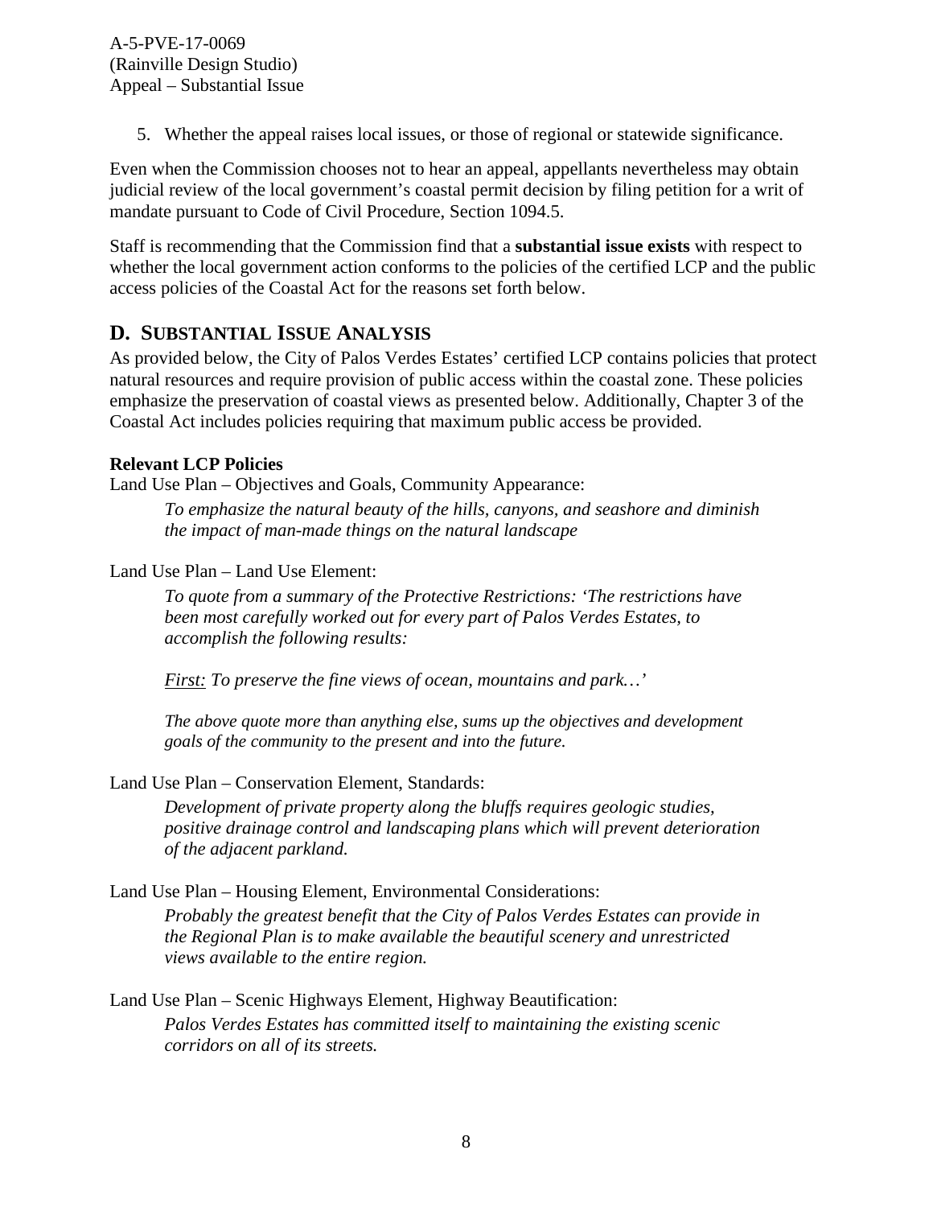5. Whether the appeal raises local issues, or those of regional or statewide significance.

Even when the Commission chooses not to hear an appeal, appellants nevertheless may obtain judicial review of the local government's coastal permit decision by filing petition for a writ of mandate pursuant to Code of Civil Procedure, Section 1094.5.

Staff is recommending that the Commission find that a **substantial issue exists** with respect to whether the local government action conforms to the policies of the certified LCP and the public access policies of the Coastal Act for the reasons set forth below.

## D. SUBSTANTIAL ISSUE ANALYSIS

As provided below, the City of Palos Verdes Estates' certified LCP contains policies that protect natural resources and require provision of public access within the coastal zone. These policies emphasize the preservation of coastal views as presented below. Additionally, Chapter 3 of the Coastal Act includes policies requiring that maximum public access be provided.

**Relevant LCP Policies**

Land Use Plan – Objectives and Goals, Community Appearance:

> *To emphasize the natural beauty of the hills, canyons, and seashore and diminish the impact of man-made things on the natural landscape*

Land Use Plan – Land Use Element:

> *To quote from a summary of the Protective Restrictions: 'The restrictions have been most carefully worked out for every part of Palos Verdes Estates, to accomplish the following results:*
>
> *First: To preserve the fine views of ocean, mountains and park…'*
>
> *The above quote more than anything else, sums up the objectives and development goals of the community to the present and into the future.*

Land Use Plan – Conservation Element, Standards:

> *Development of private property along the bluffs requires geologic studies, positive drainage control and landscaping plans which will prevent deterioration of the adjacent parkland.*

Land Use Plan – Housing Element, Environmental Considerations:

> *Probably the greatest benefit that the City of Palos Verdes Estates can provide in the Regional Plan is to make available the beautiful scenery and unrestricted views available to the entire region.*

Land Use Plan – Scenic Highways Element, Highway Beautification:

> *Palos Verdes Estates has committed itself to maintaining the existing scenic corridors on all of its streets.*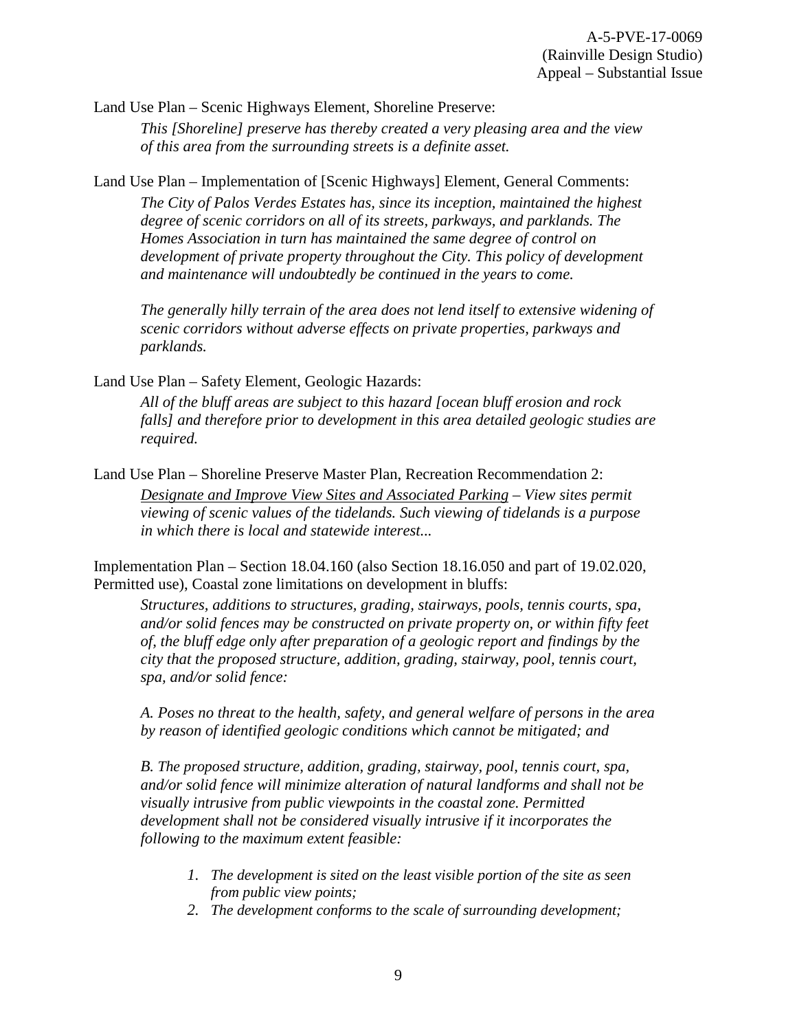Land Use Plan – Scenic Highways Element, Shoreline Preserve:

> *This [Shoreline] preserve has thereby created a very pleasing area and the view of this area from the surrounding streets is a definite asset.*

Land Use Plan – Implementation of [Scenic Highways] Element, General Comments:

> *The City of Palos Verdes Estates has, since its inception, maintained the highest degree of scenic corridors on all of its streets, parkways, and parklands. The Homes Association in turn has maintained the same degree of control on development of private property throughout the City. This policy of development and maintenance will undoubtedly be continued in the years to come.*
>
> *The generally hilly terrain of the area does not lend itself to extensive widening of scenic corridors without adverse effects on private properties, parkways and parklands.*

Land Use Plan – Safety Element, Geologic Hazards:

> *All of the bluff areas are subject to this hazard [ocean bluff erosion and rock falls] and therefore prior to development in this area detailed geologic studies are required.*

Land Use Plan – Shoreline Preserve Master Plan, Recreation Recommendation 2:

> *<u>Designate and Improve View Sites and Associated Parking</u> – View sites permit viewing of scenic values of the tidelands. Such viewing of tidelands is a purpose in which there is local and statewide interest...*

Implementation Plan – Section 18.04.160 (also Section 18.16.050 and part of 19.02.020, Permitted use), Coastal zone limitations on development in bluffs:

> *Structures, additions to structures, grading, stairways, pools, tennis courts, spa, and/or solid fences may be constructed on private property on, or within fifty feet of, the bluff edge only after preparation of a geologic report and findings by the city that the proposed structure, addition, grading, stairway, pool, tennis court, spa, and/or solid fence:*
>
> *A. Poses no threat to the health, safety, and general welfare of persons in the area by reason of identified geologic conditions which cannot be mitigated; and*
>
> *B. The proposed structure, addition, grading, stairway, pool, tennis court, spa, and/or solid fence will minimize alteration of natural landforms and shall not be visually intrusive from public viewpoints in the coastal zone. Permitted development shall not be considered visually intrusive if it incorporates the following to the maximum extent feasible:*
>
> 1. *The development is sited on the least visible portion of the site as seen from public view points;*
> 2. *The development conforms to the scale of surrounding development;*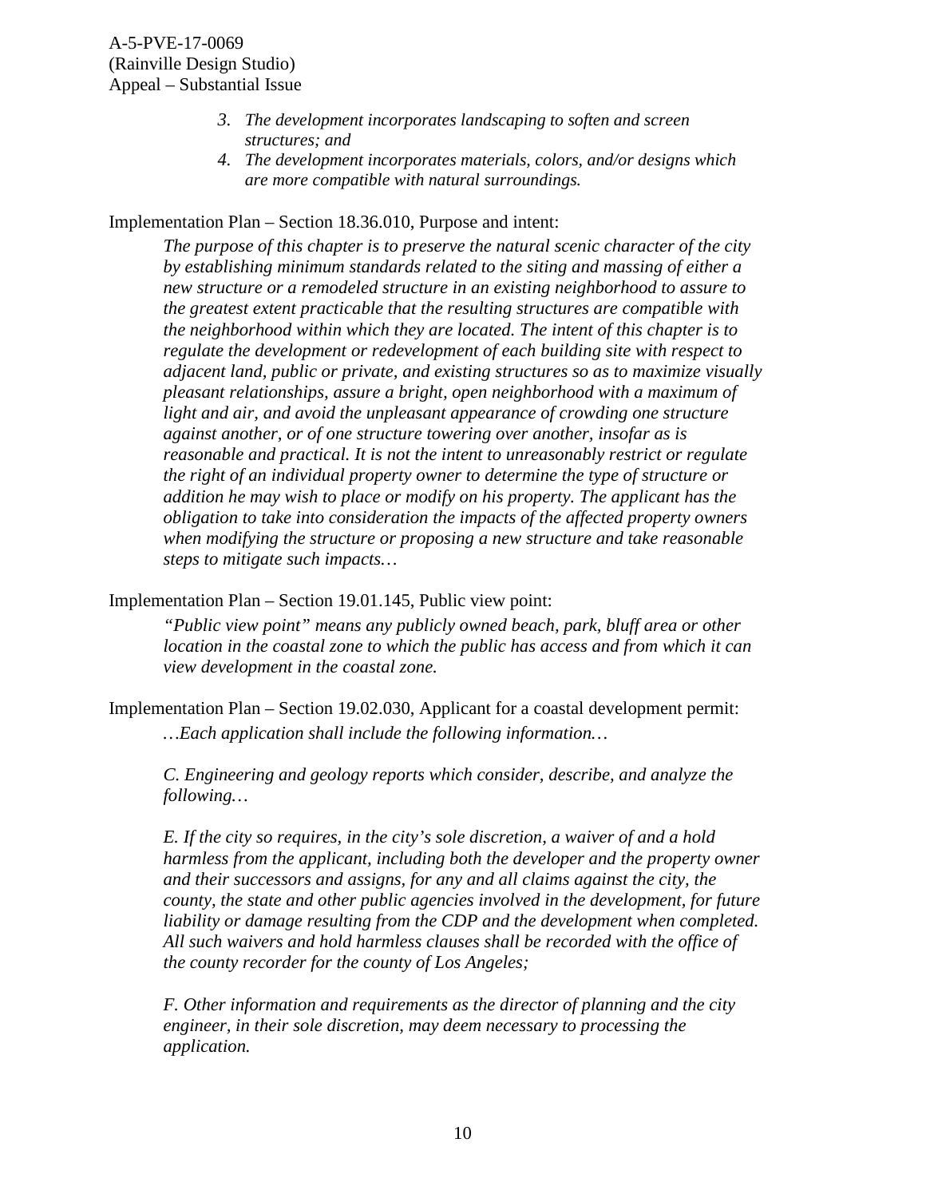3. *The development incorporates landscaping to soften and screen structures; and*
4. *The development incorporates materials, colors, and/or designs which are more compatible with natural surroundings.*

Implementation Plan – Section 18.36.010, Purpose and intent:

> *The purpose of this chapter is to preserve the natural scenic character of the city by establishing minimum standards related to the siting and massing of either a new structure or a remodeled structure in an existing neighborhood to assure to the greatest extent practicable that the resulting structures are compatible with the neighborhood within which they are located. The intent of this chapter is to regulate the development or redevelopment of each building site with respect to adjacent land, public or private, and existing structures so as to maximize visually pleasant relationships, assure a bright, open neighborhood with a maximum of light and air, and avoid the unpleasant appearance of crowding one structure against another, or of one structure towering over another, insofar as is reasonable and practical. It is not the intent to unreasonably restrict or regulate the right of an individual property owner to determine the type of structure or addition he may wish to place or modify on his property. The applicant has the obligation to take into consideration the impacts of the affected property owners when modifying the structure or proposing a new structure and take reasonable steps to mitigate such impacts…*

Implementation Plan – Section 19.01.145, Public view point:

> *"Public view point" means any publicly owned beach, park, bluff area or other location in the coastal zone to which the public has access and from which it can view development in the coastal zone.*

Implementation Plan – Section 19.02.030, Applicant for a coastal development permit:

> *…Each application shall include the following information…*
>
> *C. Engineering and geology reports which consider, describe, and analyze the following…*
>
> *E. If the city so requires, in the city's sole discretion, a waiver of and a hold harmless from the applicant, including both the developer and the property owner and their successors and assigns, for any and all claims against the city, the county, the state and other public agencies involved in the development, for future liability or damage resulting from the CDP and the development when completed. All such waivers and hold harmless clauses shall be recorded with the office of the county recorder for the county of Los Angeles;*
>
> *F. Other information and requirements as the director of planning and the city engineer, in their sole discretion, may deem necessary to processing the application.*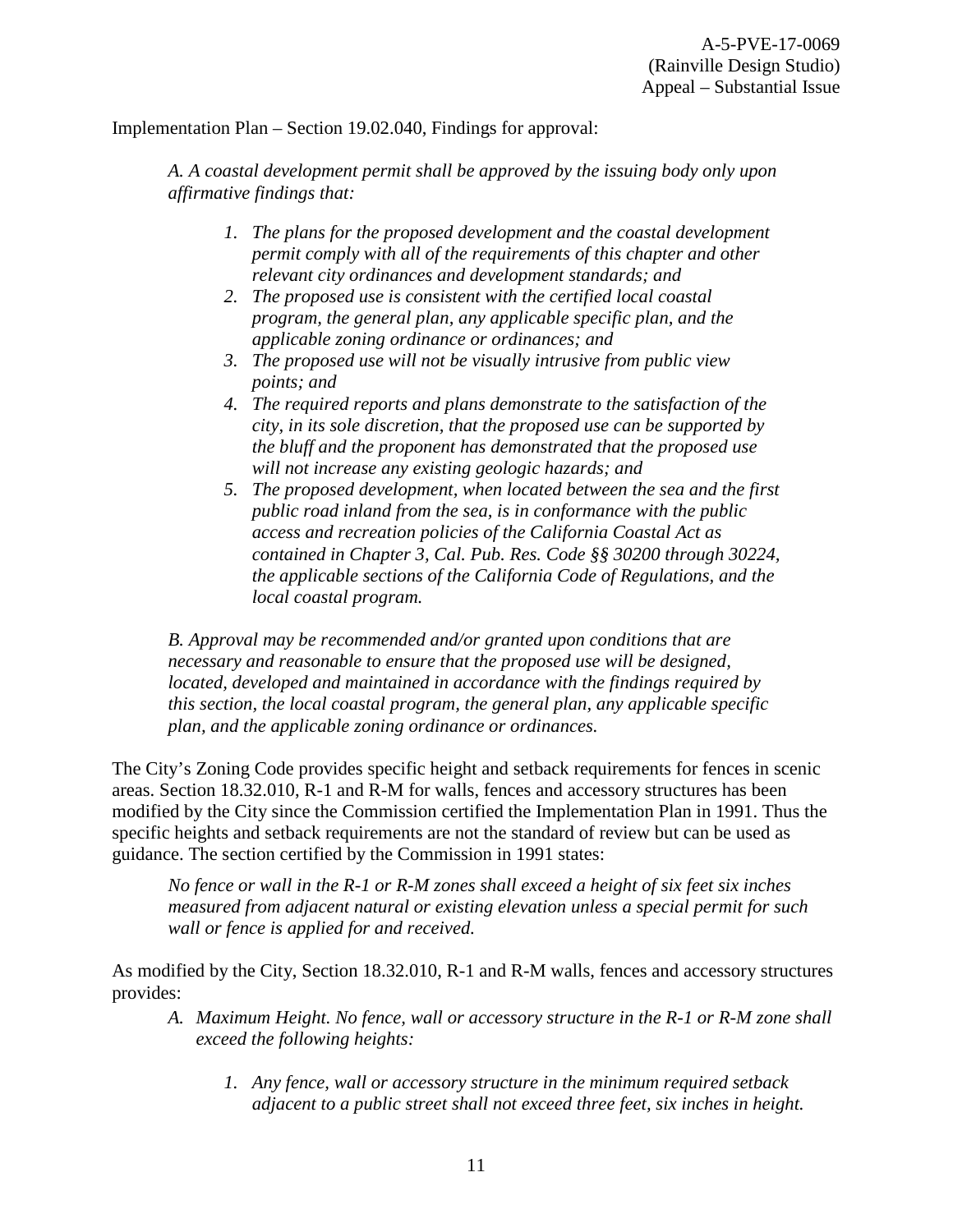Implementation Plan – Section 19.02.040, Findings for approval:

> *A. A coastal development permit shall be approved by the issuing body only upon affirmative findings that:*
>
> 1. *The plans for the proposed development and the coastal development permit comply with all of the requirements of this chapter and other relevant city ordinances and development standards; and*
> 2. *The proposed use is consistent with the certified local coastal program, the general plan, any applicable specific plan, and the applicable zoning ordinance or ordinances; and*
> 3. *The proposed use will not be visually intrusive from public view points; and*
> 4. *The required reports and plans demonstrate to the satisfaction of the city, in its sole discretion, that the proposed use can be supported by the bluff and the proponent has demonstrated that the proposed use will not increase any existing geologic hazards; and*
> 5. *The proposed development, when located between the sea and the first public road inland from the sea, is in conformance with the public access and recreation policies of the California Coastal Act as contained in Chapter 3, Cal. Pub. Res. Code §§ 30200 through 30224, the applicable sections of the California Code of Regulations, and the local coastal program.*
>
> *B. Approval may be recommended and/or granted upon conditions that are necessary and reasonable to ensure that the proposed use will be designed, located, developed and maintained in accordance with the findings required by this section, the local coastal program, the general plan, any applicable specific plan, and the applicable zoning ordinance or ordinances.*

The City's Zoning Code provides specific height and setback requirements for fences in scenic areas. Section 18.32.010, R-1 and R-M for walls, fences and accessory structures has been modified by the City since the Commission certified the Implementation Plan in 1991. Thus the specific heights and setback requirements are not the standard of review but can be used as guidance. The section certified by the Commission in 1991 states:

> *No fence or wall in the R-1 or R-M zones shall exceed a height of six feet six inches measured from adjacent natural or existing elevation unless a special permit for such wall or fence is applied for and received.*

As modified by the City, Section 18.32.010, R-1 and R-M walls, fences and accessory structures provides:

> A. *Maximum Height. No fence, wall or accessory structure in the R-1 or R-M zone shall exceed the following heights:*
>
> 1. *Any fence, wall or accessory structure in the minimum required setback adjacent to a public street shall not exceed three feet, six inches in height.*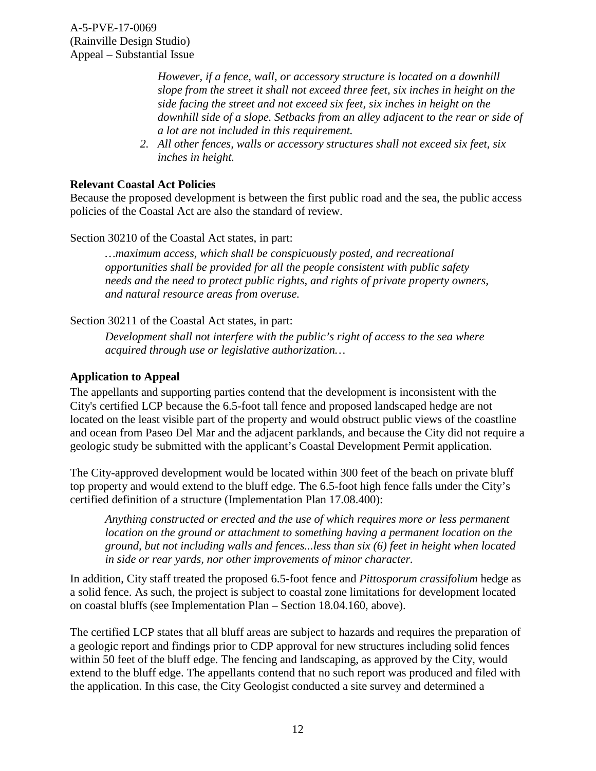*However, if a fence, wall, or accessory structure is located on a downhill slope from the street it shall not exceed three feet, six inches in height on the side facing the street and not exceed six feet, six inches in height on the downhill side of a slope. Setbacks from an alley adjacent to the rear or side of a lot are not included in this requirement.*

2. *All other fences, walls or accessory structures shall not exceed six feet, six inches in height.*

**Relevant Coastal Act Policies**

Because the proposed development is between the first public road and the sea, the public access policies of the Coastal Act are also the standard of review.

Section 30210 of the Coastal Act states, in part:

> *…maximum access, which shall be conspicuously posted, and recreational opportunities shall be provided for all the people consistent with public safety needs and the need to protect public rights, and rights of private property owners, and natural resource areas from overuse.*

Section 30211 of the Coastal Act states, in part:

> *Development shall not interfere with the public's right of access to the sea where acquired through use or legislative authorization…*

**Application to Appeal**

The appellants and supporting parties contend that the development is inconsistent with the City's certified LCP because the 6.5-foot tall fence and proposed landscaped hedge are not located on the least visible part of the property and would obstruct public views of the coastline and ocean from Paseo Del Mar and the adjacent parklands, and because the City did not require a geologic study be submitted with the applicant's Coastal Development Permit application.

The City-approved development would be located within 300 feet of the beach on private bluff top property and would extend to the bluff edge. The 6.5-foot high fence falls under the City's certified definition of a structure (Implementation Plan 17.08.400):

> *Anything constructed or erected and the use of which requires more or less permanent location on the ground or attachment to something having a permanent location on the ground, but not including walls and fences...less than six (6) feet in height when located in side or rear yards, nor other improvements of minor character.*

In addition, City staff treated the proposed 6.5-foot fence and *Pittosporum crassifolium* hedge as a solid fence. As such, the project is subject to coastal zone limitations for development located on coastal bluffs (see Implementation Plan – Section 18.04.160, above).

The certified LCP states that all bluff areas are subject to hazards and requires the preparation of a geologic report and findings prior to CDP approval for new structures including solid fences within 50 feet of the bluff edge. The fencing and landscaping, as approved by the City, would extend to the bluff edge. The appellants contend that no such report was produced and filed with the application. In this case, the City Geologist conducted a site survey and determined a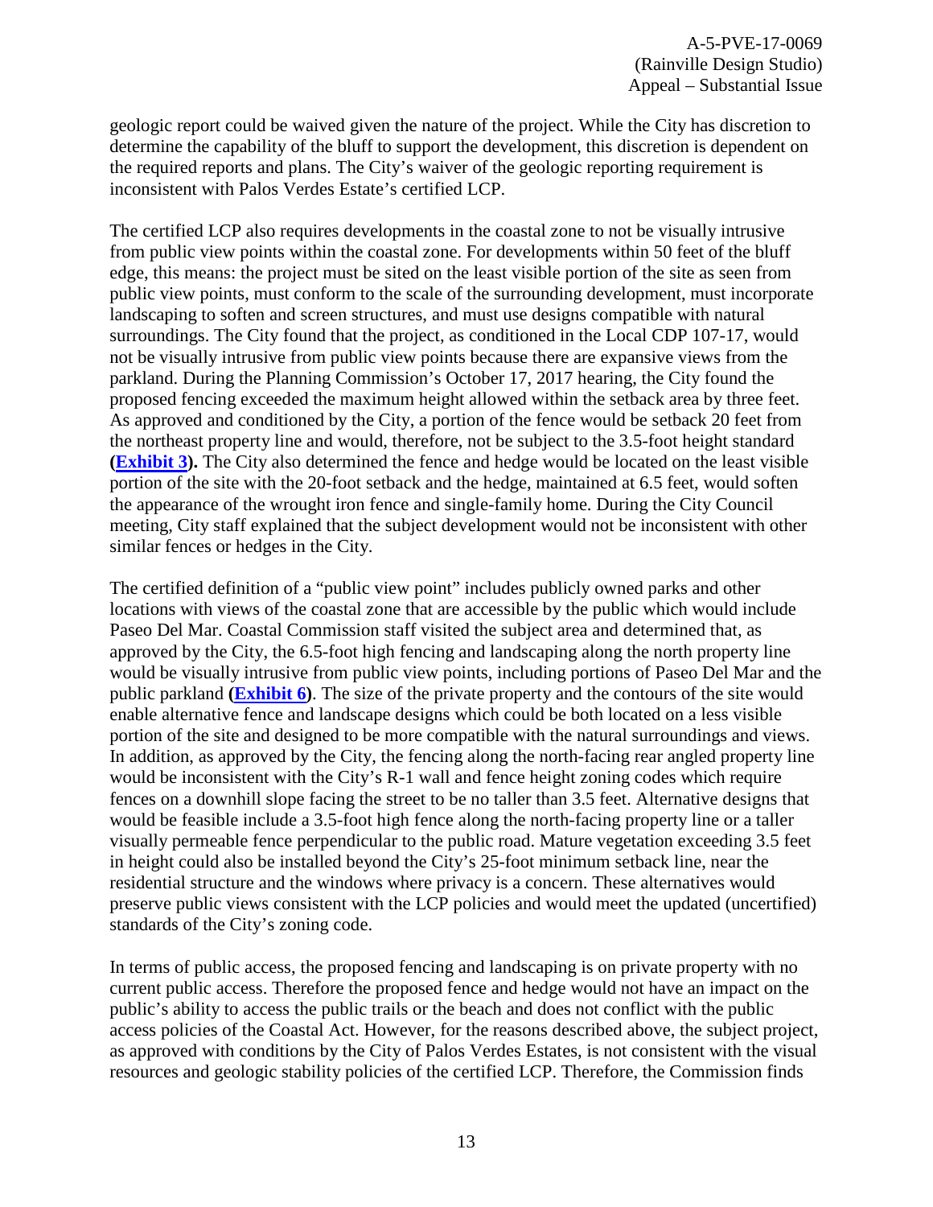geologic report could be waived given the nature of the project. While the City has discretion to determine the capability of the bluff to support the development, this discretion is dependent on the required reports and plans. The City's waiver of the geologic reporting requirement is inconsistent with Palos Verdes Estate's certified LCP.

The certified LCP also requires developments in the coastal zone to not be visually intrusive from public view points within the coastal zone. For developments within 50 feet of the bluff edge, this means: the project must be sited on the least visible portion of the site as seen from public view points, must conform to the scale of the surrounding development, must incorporate landscaping to soften and screen structures, and must use designs compatible with natural surroundings. The City found that the project, as conditioned in the Local CDP 107-17, would not be visually intrusive from public view points because there are expansive views from the parkland. During the Planning Commission's October 17, 2017 hearing, the City found the proposed fencing exceeded the maximum height allowed within the setback area by three feet. As approved and conditioned by the City, a portion of the fence would be setback 20 feet from the northeast property line and would, therefore, not be subject to the 3.5-foot height standard **(Exhibit 3).** The City also determined the fence and hedge would be located on the least visible portion of the site with the 20-foot setback and the hedge, maintained at 6.5 feet, would soften the appearance of the wrought iron fence and single-family home. During the City Council meeting, City staff explained that the subject development would not be inconsistent with other similar fences or hedges in the City.

The certified definition of a "public view point" includes publicly owned parks and other locations with views of the coastal zone that are accessible by the public which would include Paseo Del Mar. Coastal Commission staff visited the subject area and determined that, as approved by the City, the 6.5-foot high fencing and landscaping along the north property line would be visually intrusive from public view points, including portions of Paseo Del Mar and the public parkland **(Exhibit 6)**. The size of the private property and the contours of the site would enable alternative fence and landscape designs which could be both located on a less visible portion of the site and designed to be more compatible with the natural surroundings and views. In addition, as approved by the City, the fencing along the north-facing rear angled property line would be inconsistent with the City's R-1 wall and fence height zoning codes which require fences on a downhill slope facing the street to be no taller than 3.5 feet. Alternative designs that would be feasible include a 3.5-foot high fence along the north-facing property line or a taller visually permeable fence perpendicular to the public road. Mature vegetation exceeding 3.5 feet in height could also be installed beyond the City's 25-foot minimum setback line, near the residential structure and the windows where privacy is a concern. These alternatives would preserve public views consistent with the LCP policies and would meet the updated (uncertified) standards of the City's zoning code.

In terms of public access, the proposed fencing and landscaping is on private property with no current public access. Therefore the proposed fence and hedge would not have an impact on the public's ability to access the public trails or the beach and does not conflict with the public access policies of the Coastal Act. However, for the reasons described above, the subject project, as approved with conditions by the City of Palos Verdes Estates, is not consistent with the visual resources and geologic stability policies of the certified LCP. Therefore, the Commission finds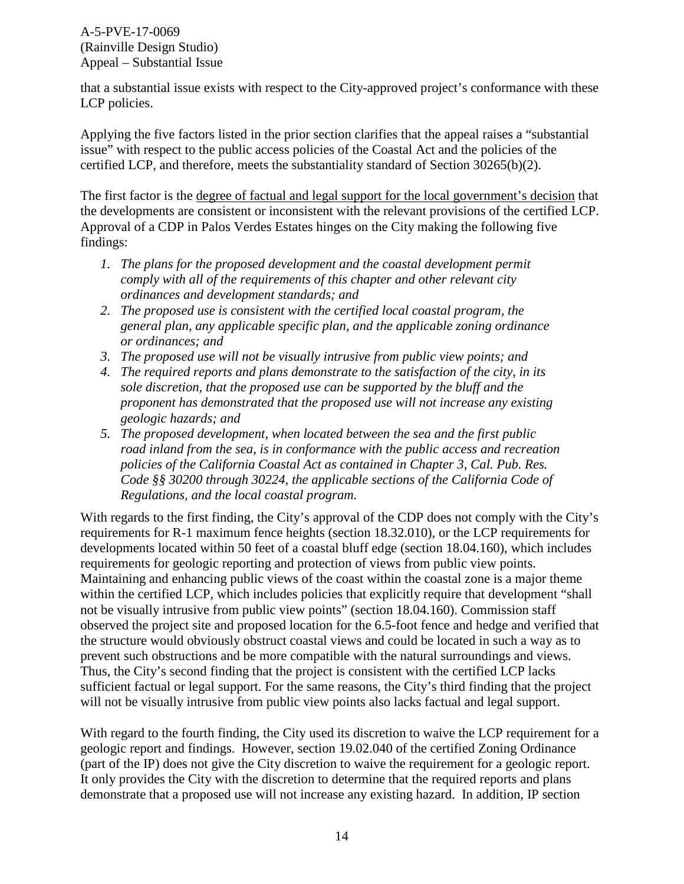that a substantial issue exists with respect to the City-approved project's conformance with these LCP policies.

Applying the five factors listed in the prior section clarifies that the appeal raises a "substantial issue" with respect to the public access policies of the Coastal Act and the policies of the certified LCP, and therefore, meets the substantiality standard of Section 30265(b)(2).

The first factor is the degree of factual and legal support for the local government's decision that the developments are consistent or inconsistent with the relevant provisions of the certified LCP. Approval of a CDP in Palos Verdes Estates hinges on the City making the following five findings:

1. *The plans for the proposed development and the coastal development permit comply with all of the requirements of this chapter and other relevant city ordinances and development standards; and*
2. *The proposed use is consistent with the certified local coastal program, the general plan, any applicable specific plan, and the applicable zoning ordinance or ordinances; and*
3. *The proposed use will not be visually intrusive from public view points; and*
4. *The required reports and plans demonstrate to the satisfaction of the city, in its sole discretion, that the proposed use can be supported by the bluff and the proponent has demonstrated that the proposed use will not increase any existing geologic hazards; and*
5. *The proposed development, when located between the sea and the first public road inland from the sea, is in conformance with the public access and recreation policies of the California Coastal Act as contained in Chapter 3, Cal. Pub. Res. Code §§ 30200 through 30224, the applicable sections of the California Code of Regulations, and the local coastal program.*

With regards to the first finding, the City's approval of the CDP does not comply with the City's requirements for R-1 maximum fence heights (section 18.32.010), or the LCP requirements for developments located within 50 feet of a coastal bluff edge (section 18.04.160), which includes requirements for geologic reporting and protection of views from public view points. Maintaining and enhancing public views of the coast within the coastal zone is a major theme within the certified LCP, which includes policies that explicitly require that development "shall not be visually intrusive from public view points" (section 18.04.160). Commission staff observed the project site and proposed location for the 6.5-foot fence and hedge and verified that the structure would obviously obstruct coastal views and could be located in such a way as to prevent such obstructions and be more compatible with the natural surroundings and views. Thus, the City's second finding that the project is consistent with the certified LCP lacks sufficient factual or legal support. For the same reasons, the City's third finding that the project will not be visually intrusive from public view points also lacks factual and legal support.

With regard to the fourth finding, the City used its discretion to waive the LCP requirement for a geologic report and findings. However, section 19.02.040 of the certified Zoning Ordinance (part of the IP) does not give the City discretion to waive the requirement for a geologic report. It only provides the City with the discretion to determine that the required reports and plans demonstrate that a proposed use will not increase any existing hazard. In addition, IP section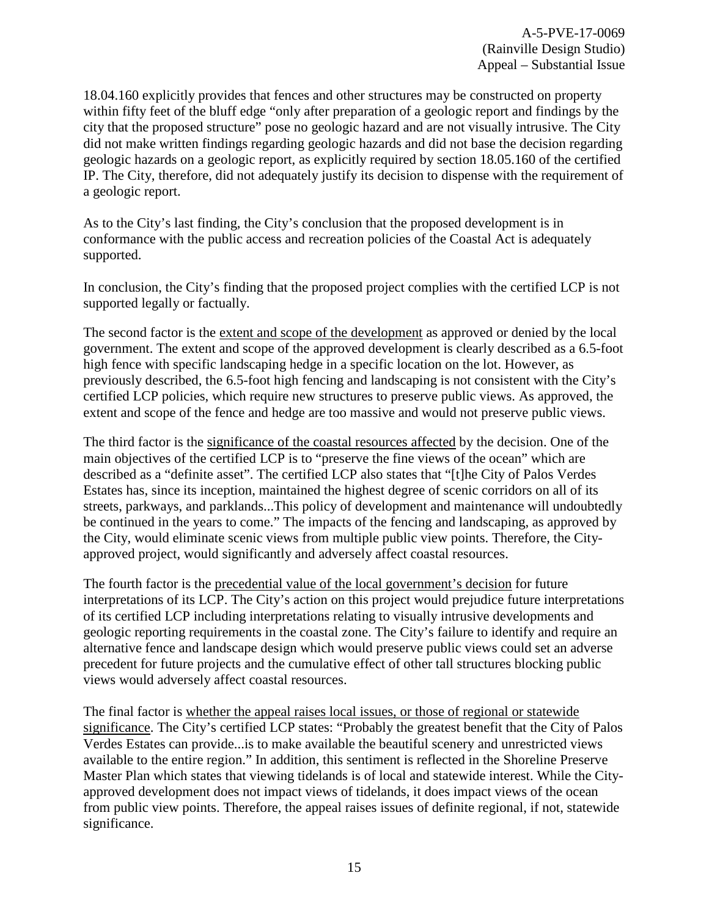18.04.160 explicitly provides that fences and other structures may be constructed on property within fifty feet of the bluff edge "only after preparation of a geologic report and findings by the city that the proposed structure" pose no geologic hazard and are not visually intrusive. The City did not make written findings regarding geologic hazards and did not base the decision regarding geologic hazards on a geologic report, as explicitly required by section 18.05.160 of the certified IP. The City, therefore, did not adequately justify its decision to dispense with the requirement of a geologic report.

As to the City's last finding, the City's conclusion that the proposed development is in conformance with the public access and recreation policies of the Coastal Act is adequately supported.

In conclusion, the City's finding that the proposed project complies with the certified LCP is not supported legally or factually.

The second factor is the <u>extent and scope of the development</u> as approved or denied by the local government. The extent and scope of the approved development is clearly described as a 6.5-foot high fence with specific landscaping hedge in a specific location on the lot. However, as previously described, the 6.5-foot high fencing and landscaping is not consistent with the City's certified LCP policies, which require new structures to preserve public views. As approved, the extent and scope of the fence and hedge are too massive and would not preserve public views.

The third factor is the <u>significance of the coastal resources affected</u> by the decision. One of the main objectives of the certified LCP is to "preserve the fine views of the ocean" which are described as a "definite asset". The certified LCP also states that "[t]he City of Palos Verdes Estates has, since its inception, maintained the highest degree of scenic corridors on all of its streets, parkways, and parklands...This policy of development and maintenance will undoubtedly be continued in the years to come." The impacts of the fencing and landscaping, as approved by the City, would eliminate scenic views from multiple public view points. Therefore, the City-approved project, would significantly and adversely affect coastal resources.

The fourth factor is the <u>precedential value of the local government's decision</u> for future interpretations of its LCP. The City's action on this project would prejudice future interpretations of its certified LCP including interpretations relating to visually intrusive developments and geologic reporting requirements in the coastal zone. The City's failure to identify and require an alternative fence and landscape design which would preserve public views could set an adverse precedent for future projects and the cumulative effect of other tall structures blocking public views would adversely affect coastal resources.

The final factor is <u>whether the appeal raises local issues, or those of regional or statewide significance</u>. The City's certified LCP states: "Probably the greatest benefit that the City of Palos Verdes Estates can provide...is to make available the beautiful scenery and unrestricted views available to the entire region." In addition, this sentiment is reflected in the Shoreline Preserve Master Plan which states that viewing tidelands is of local and statewide interest. While the City-approved development does not impact views of tidelands, it does impact views of the ocean from public view points. Therefore, the appeal raises issues of definite regional, if not, statewide significance.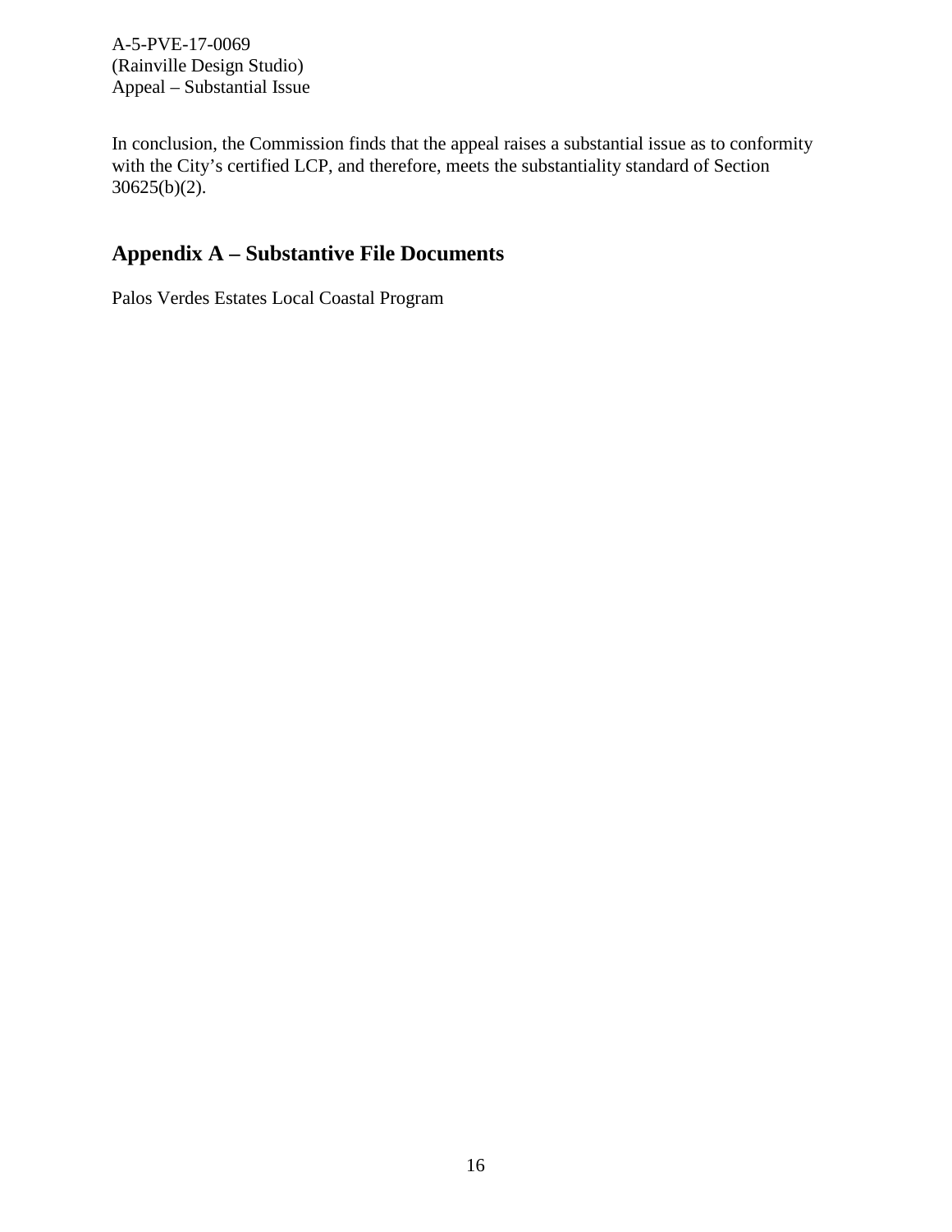In conclusion, the Commission finds that the appeal raises a substantial issue as to conformity with the City's certified LCP, and therefore, meets the substantiality standard of Section 30625(b)(2).

## Appendix A – Substantive File Documents

Palos Verdes Estates Local Coastal Program